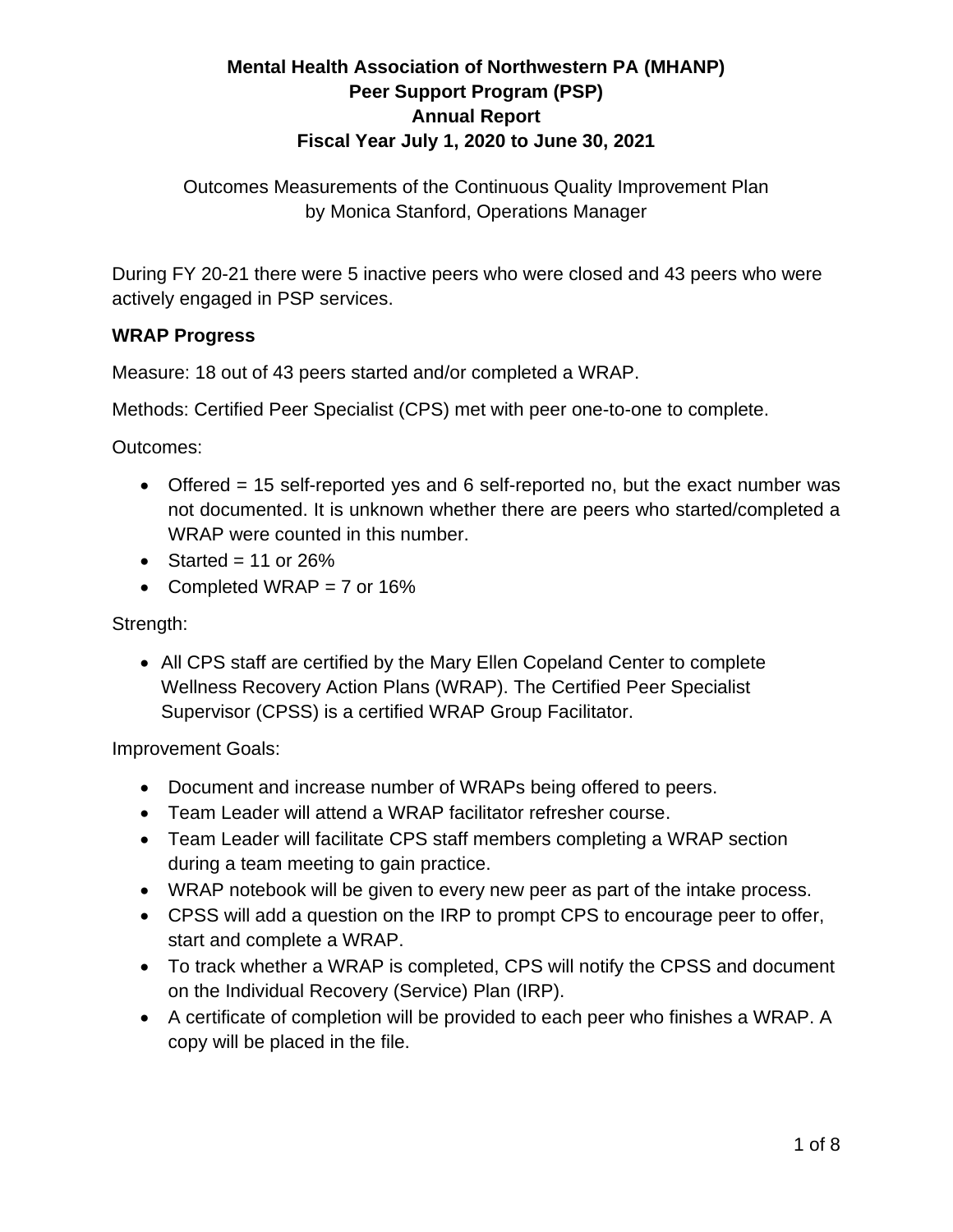# Mental Health Association of Northwestern PA (MHANP)
# Peer Support Program (PSP)
# Annual Report
# Fiscal Year July 1, 2020 to June 30, 2021

Outcomes Measurements of the Continuous Quality Improvement Plan
by Monica Stanford, Operations Manager

During FY 20-21 there were 5 inactive peers who were closed and 43 peers who were actively engaged in PSP services.

## WRAP Progress

Measure: 18 out of 43 peers started and/or completed a WRAP.

Methods: Certified Peer Specialist (CPS) met with peer one-to-one to complete.

Outcomes:

- Offered = 15 self-reported yes and 6 self-reported no, but the exact number was not documented. It is unknown whether there are peers who started/completed a WRAP were counted in this number.
- Started = 11 or 26%
- Completed WRAP = 7 or 16%

Strength:

- All CPS staff are certified by the Mary Ellen Copeland Center to complete Wellness Recovery Action Plans (WRAP). The Certified Peer Specialist Supervisor (CPSS) is a certified WRAP Group Facilitator.

Improvement Goals:

- Document and increase number of WRAPs being offered to peers.
- Team Leader will attend a WRAP facilitator refresher course.
- Team Leader will facilitate CPS staff members completing a WRAP section during a team meeting to gain practice.
- WRAP notebook will be given to every new peer as part of the intake process.
- CPSS will add a question on the IRP to prompt CPS to encourage peer to offer, start and complete a WRAP.
- To track whether a WRAP is completed, CPS will notify the CPSS and document on the Individual Recovery (Service) Plan (IRP).
- A certificate of completion will be provided to each peer who finishes a WRAP. A copy will be placed in the file.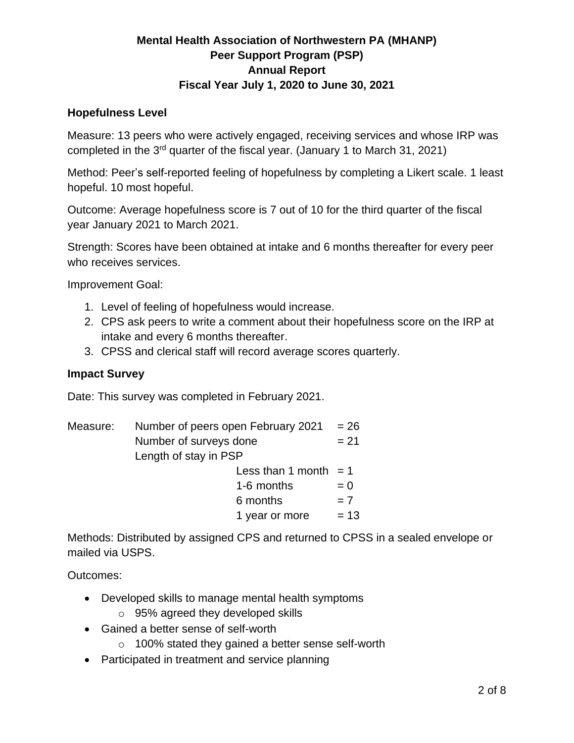# Mental Health Association of Northwestern PA (MHANP)
# Peer Support Program (PSP)
# Annual Report
# Fiscal Year July 1, 2020 to June 30, 2021

## Hopefulness Level

Measure: 13 peers who were actively engaged, receiving services and whose IRP was completed in the 3rd quarter of the fiscal year. (January 1 to March 31, 2021)

Method: Peer's self-reported feeling of hopefulness by completing a Likert scale. 1 least hopeful. 10 most hopeful.

Outcome: Average hopefulness score is 7 out of 10 for the third quarter of the fiscal year January 2021 to March 2021.

Strength: Scores have been obtained at intake and 6 months thereafter for every peer who receives services.

Improvement Goal:

1. Level of feeling of hopefulness would increase.
2. CPS ask peers to write a comment about their hopefulness score on the IRP at intake and every 6 months thereafter.
3. CPSS and clerical staff will record average scores quarterly.

## Impact Survey

Date: This survey was completed in February 2021.

| | | | |
|---|---|---|---|
| Measure: | Number of peers open February 2021 | | = 26 |
| | Number of surveys done | | = 21 |
| | Length of stay in PSP | | |
| | | Less than 1 month | = 1 |
| | | 1-6 months | = 0 |
| | | 6 months | = 7 |
| | | 1 year or more | = 13 |

Methods: Distributed by assigned CPS and returned to CPSS in a sealed envelope or mailed via USPS.

Outcomes:

- Developed skills to manage mental health symptoms
  - 95% agreed they developed skills
- Gained a better sense of self-worth
  - 100% stated they gained a better sense self-worth
- Participated in treatment and service planning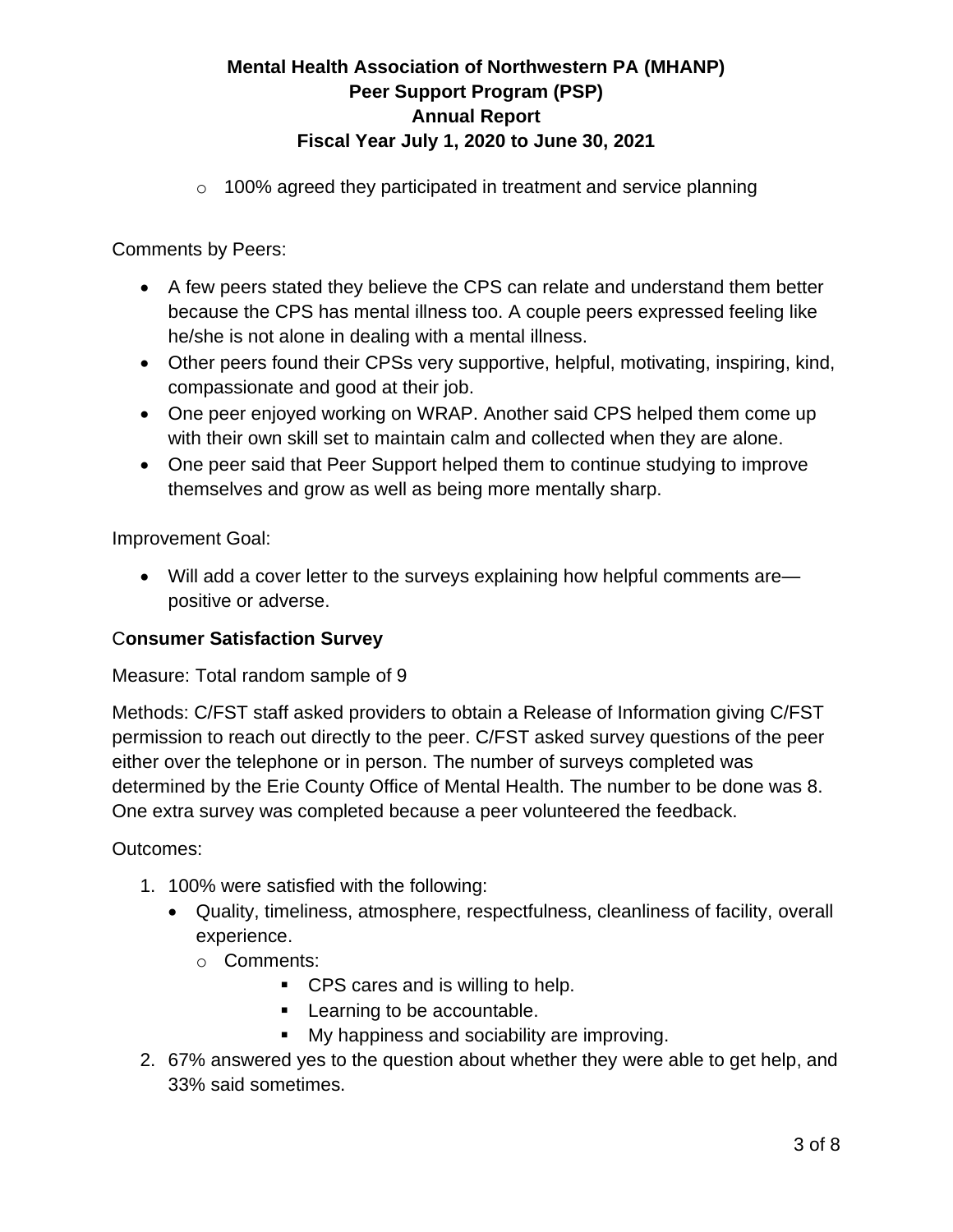- 100% agreed they participated in treatment and service planning

Comments by Peers:

- A few peers stated they believe the CPS can relate and understand them better because the CPS has mental illness too. A couple peers expressed feeling like he/she is not alone in dealing with a mental illness.
- Other peers found their CPSs very supportive, helpful, motivating, inspiring, kind, compassionate and good at their job.
- One peer enjoyed working on WRAP. Another said CPS helped them come up with their own skill set to maintain calm and collected when they are alone.
- One peer said that Peer Support helped them to continue studying to improve themselves and grow as well as being more mentally sharp.

Improvement Goal:

- Will add a cover letter to the surveys explaining how helpful comments are—positive or adverse.

### C**onsumer Satisfaction Survey**

Measure: Total random sample of 9

Methods: C/FST staff asked providers to obtain a Release of Information giving C/FST permission to reach out directly to the peer. C/FST asked survey questions of the peer either over the telephone or in person. The number of surveys completed was determined by the Erie County Office of Mental Health. The number to be done was 8. One extra survey was completed because a peer volunteered the feedback.

Outcomes:

1. 100% were satisfied with the following:
   - Quality, timeliness, atmosphere, respectfulness, cleanliness of facility, overall experience.
     - Comments:
       - CPS cares and is willing to help.
       - Learning to be accountable.
       - My happiness and sociability are improving.
2. 67% answered yes to the question about whether they were able to get help, and 33% said sometimes.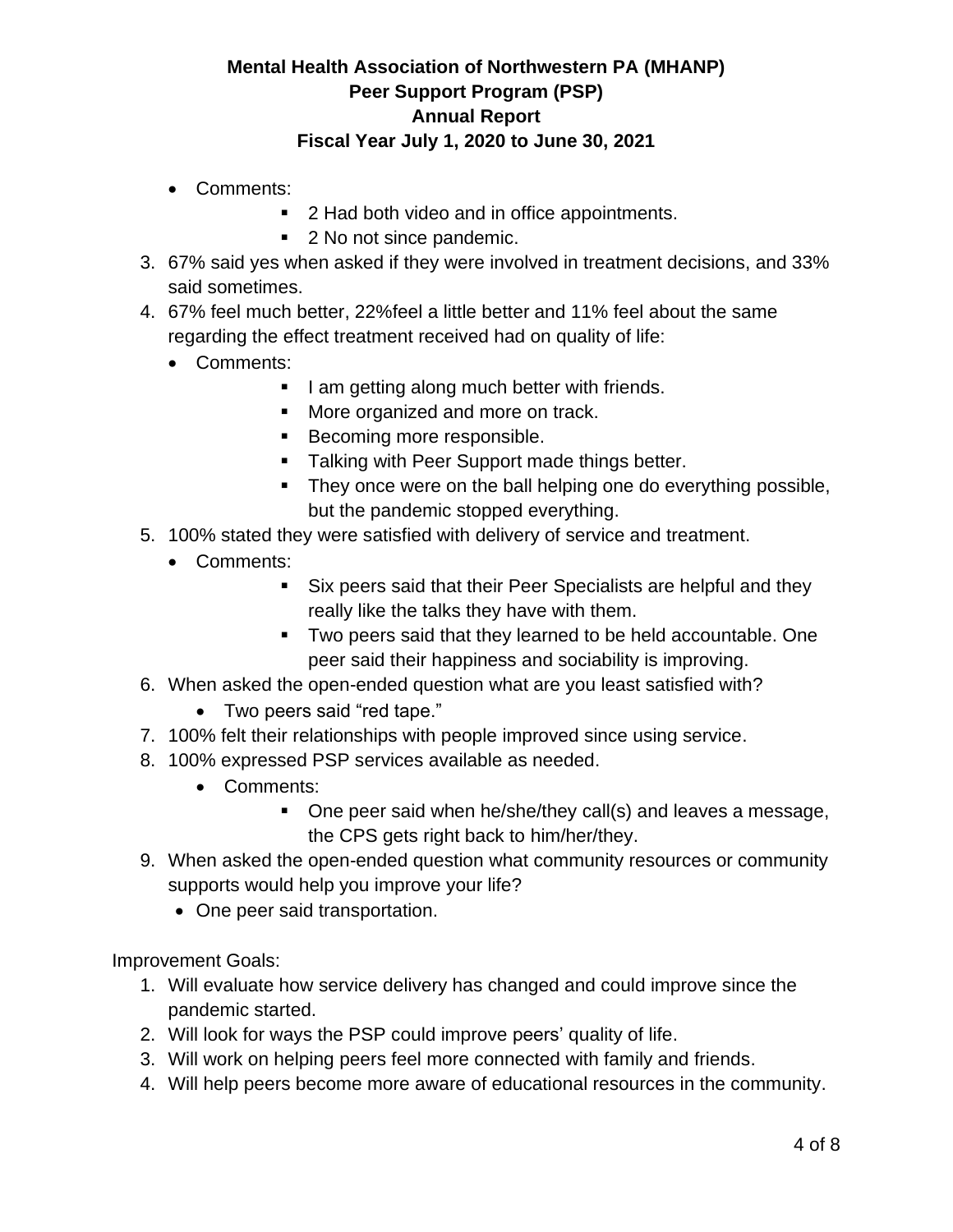- Comments:
  - 2 Had both video and in office appointments.
  - 2 No not since pandemic.

3. 67% said yes when asked if they were involved in treatment decisions, and 33% said sometimes.
4. 67% feel much better, 22%feel a little better and 11% feel about the same regarding the effect treatment received had on quality of life:
   - Comments:
     - I am getting along much better with friends.
     - More organized and more on track.
     - Becoming more responsible.
     - Talking with Peer Support made things better.
     - They once were on the ball helping one do everything possible, but the pandemic stopped everything.
5. 100% stated they were satisfied with delivery of service and treatment.
   - Comments:
     - Six peers said that their Peer Specialists are helpful and they really like the talks they have with them.
     - Two peers said that they learned to be held accountable. One peer said their happiness and sociability is improving.
6. When asked the open-ended question what are you least satisfied with?
   - Two peers said "red tape."
7. 100% felt their relationships with people improved since using service.
8. 100% expressed PSP services available as needed.
   - Comments:
     - One peer said when he/she/they call(s) and leaves a message, the CPS gets right back to him/her/they.
9. When asked the open-ended question what community resources or community supports would help you improve your life?
   - One peer said transportation.

Improvement Goals:

1. Will evaluate how service delivery has changed and could improve since the pandemic started.
2. Will look for ways the PSP could improve peers' quality of life.
3. Will work on helping peers feel more connected with family and friends.
4. Will help peers become more aware of educational resources in the community.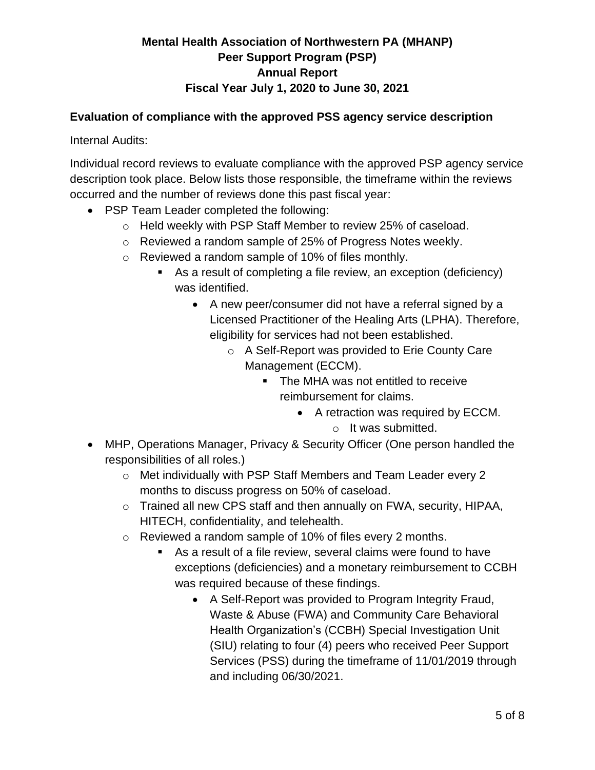**Mental Health Association of Northwestern PA (MHANP)**
**Peer Support Program (PSP)**
**Annual Report**
**Fiscal Year July 1, 2020 to June 30, 2021**

## Evaluation of compliance with the approved PSS agency service description

Internal Audits:

Individual record reviews to evaluate compliance with the approved PSP agency service description took place. Below lists those responsible, the timeframe within the reviews occurred and the number of reviews done this past fiscal year:

- PSP Team Leader completed the following:
  - Held weekly with PSP Staff Member to review 25% of caseload.
  - Reviewed a random sample of 25% of Progress Notes weekly.
  - Reviewed a random sample of 10% of files monthly.
    - As a result of completing a file review, an exception (deficiency) was identified.
      - A new peer/consumer did not have a referral signed by a Licensed Practitioner of the Healing Arts (LPHA). Therefore, eligibility for services had not been established.
        - A Self-Report was provided to Erie County Care Management (ECCM).
          - The MHA was not entitled to receive reimbursement for claims.
            - A retraction was required by ECCM.
              - It was submitted.
- MHP, Operations Manager, Privacy & Security Officer (One person handled the responsibilities of all roles.)
  - Met individually with PSP Staff Members and Team Leader every 2 months to discuss progress on 50% of caseload.
  - Trained all new CPS staff and then annually on FWA, security, HIPAA, HITECH, confidentiality, and telehealth.
  - Reviewed a random sample of 10% of files every 2 months.
    - As a result of a file review, several claims were found to have exceptions (deficiencies) and a monetary reimbursement to CCBH was required because of these findings.
      - A Self-Report was provided to Program Integrity Fraud, Waste & Abuse (FWA) and Community Care Behavioral Health Organization's (CCBH) Special Investigation Unit (SIU) relating to four (4) peers who received Peer Support Services (PSS) during the timeframe of 11/01/2019 through and including 06/30/2021.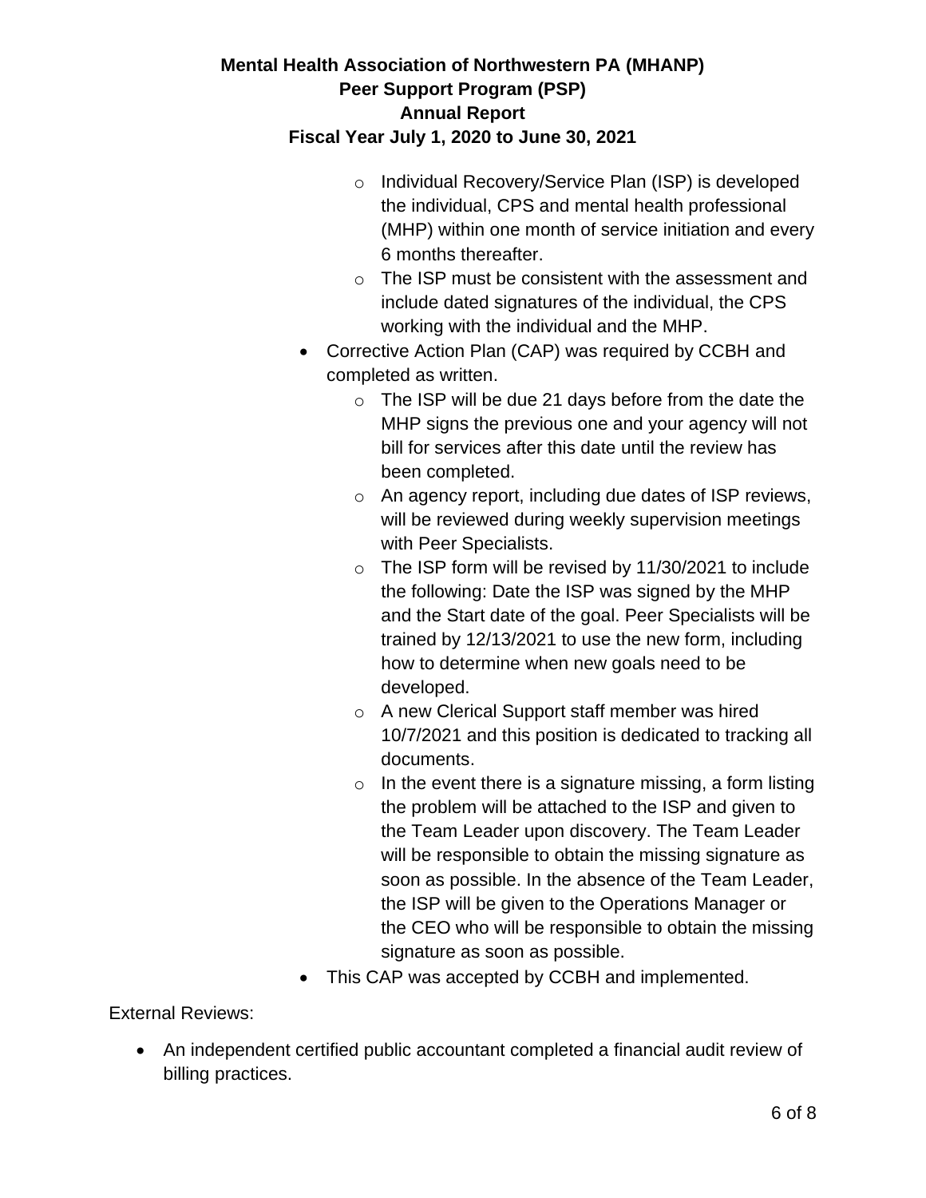- Individual Recovery/Service Plan (ISP) is developed the individual, CPS and mental health professional (MHP) within one month of service initiation and every 6 months thereafter.
- The ISP must be consistent with the assessment and include dated signatures of the individual, the CPS working with the individual and the MHP.

- Corrective Action Plan (CAP) was required by CCBH and completed as written.
    - The ISP will be due 21 days before from the date the MHP signs the previous one and your agency will not bill for services after this date until the review has been completed.
    - An agency report, including due dates of ISP reviews, will be reviewed during weekly supervision meetings with Peer Specialists.
    - The ISP form will be revised by 11/30/2021 to include the following: Date the ISP was signed by the MHP and the Start date of the goal. Peer Specialists will be trained by 12/13/2021 to use the new form, including how to determine when new goals need to be developed.
    - A new Clerical Support staff member was hired 10/7/2021 and this position is dedicated to tracking all documents.
    - In the event there is a signature missing, a form listing the problem will be attached to the ISP and given to the Team Leader upon discovery. The Team Leader will be responsible to obtain the missing signature as soon as possible. In the absence of the Team Leader, the ISP will be given to the Operations Manager or the CEO who will be responsible to obtain the missing signature as soon as possible.
- This CAP was accepted by CCBH and implemented.

External Reviews:

- An independent certified public accountant completed a financial audit review of billing practices.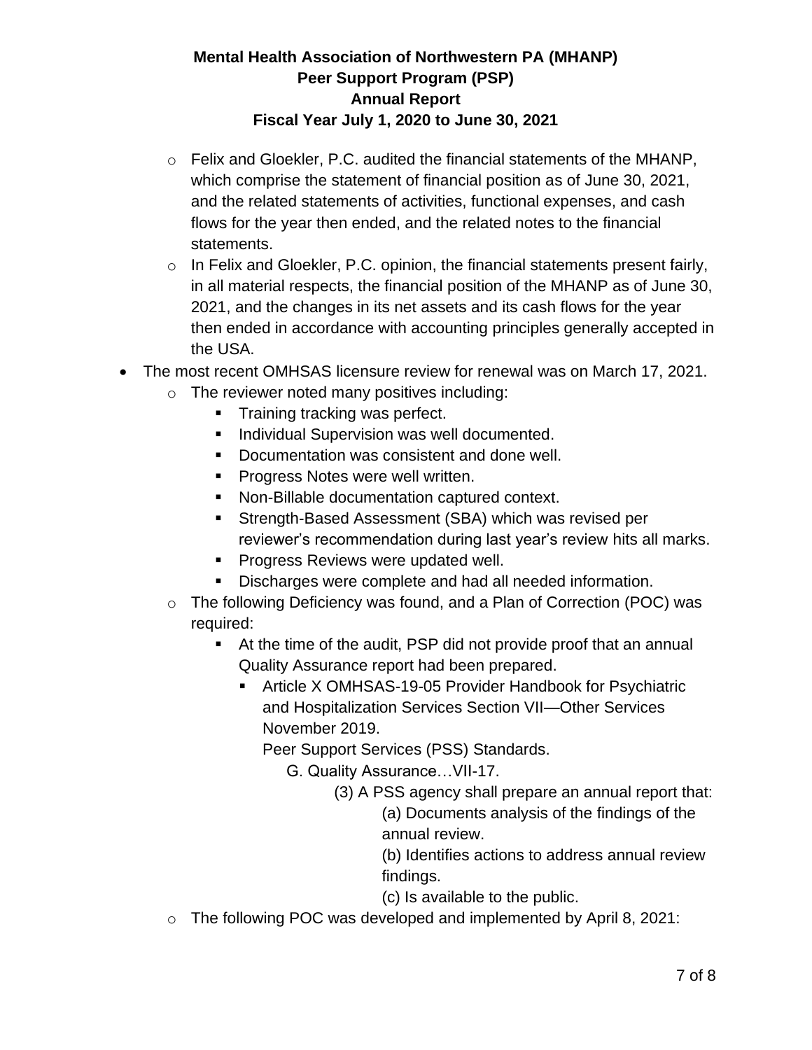# Mental Health Association of Northwestern PA (MHANP)
# Peer Support Program (PSP)
# Annual Report
# Fiscal Year July 1, 2020 to June 30, 2021

- Felix and Gloekler, P.C. audited the financial statements of the MHANP, which comprise the statement of financial position as of June 30, 2021, and the related statements of activities, functional expenses, and cash flows for the year then ended, and the related notes to the financial statements.
- In Felix and Gloekler, P.C. opinion, the financial statements present fairly, in all material respects, the financial position of the MHANP as of June 30, 2021, and the changes in its net assets and its cash flows for the year then ended in accordance with accounting principles generally accepted in the USA.

- The most recent OMHSAS licensure review for renewal was on March 17, 2021.
  - The reviewer noted many positives including:
    - Training tracking was perfect.
    - Individual Supervision was well documented.
    - Documentation was consistent and done well.
    - Progress Notes were well written.
    - Non-Billable documentation captured context.
    - Strength-Based Assessment (SBA) which was revised per reviewer's recommendation during last year's review hits all marks.
    - Progress Reviews were updated well.
    - Discharges were complete and had all needed information.
  - The following Deficiency was found, and a Plan of Correction (POC) was required:
    - At the time of the audit, PSP did not provide proof that an annual Quality Assurance report had been prepared.
      - Article X OMHSAS-19-05 Provider Handbook for Psychiatric and Hospitalization Services Section VII—Other Services November 2019.

        Peer Support Services (PSS) Standards.

        G. Quality Assurance…VII-17.

        (3) A PSS agency shall prepare an annual report that:

        (a) Documents analysis of the findings of the annual review.

        (b) Identifies actions to address annual review findings.

        (c) Is available to the public.
  - The following POC was developed and implemented by April 8, 2021: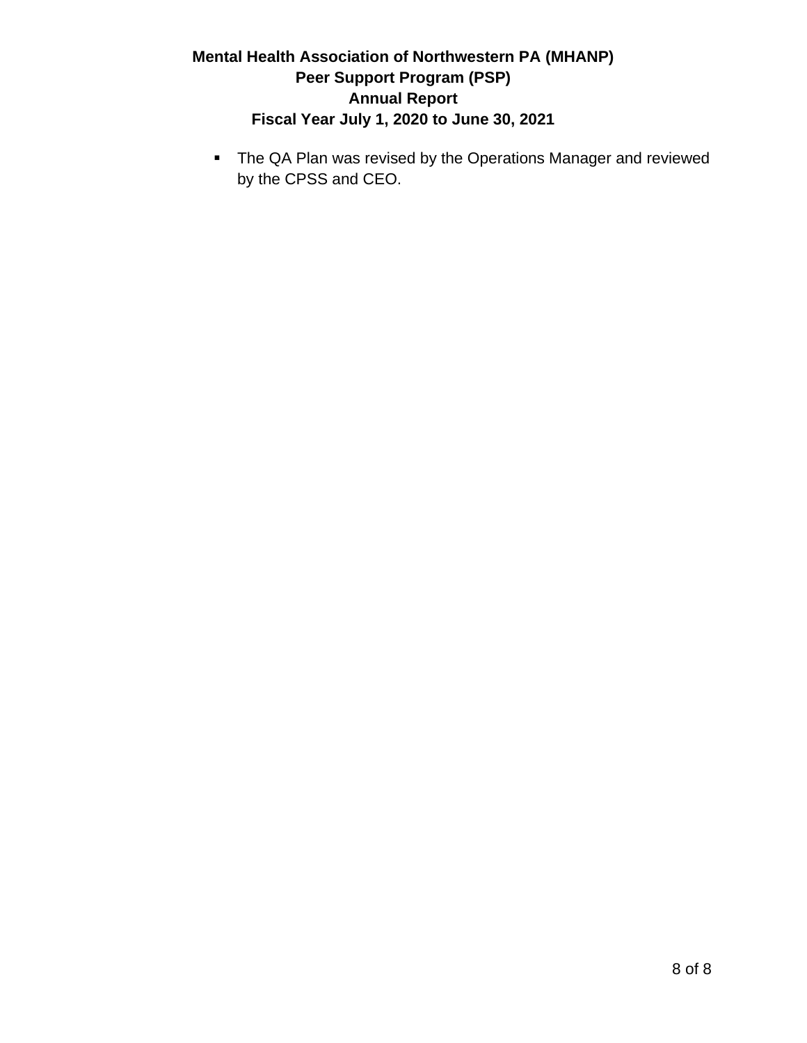- The QA Plan was revised by the Operations Manager and reviewed by the CPSS and CEO.